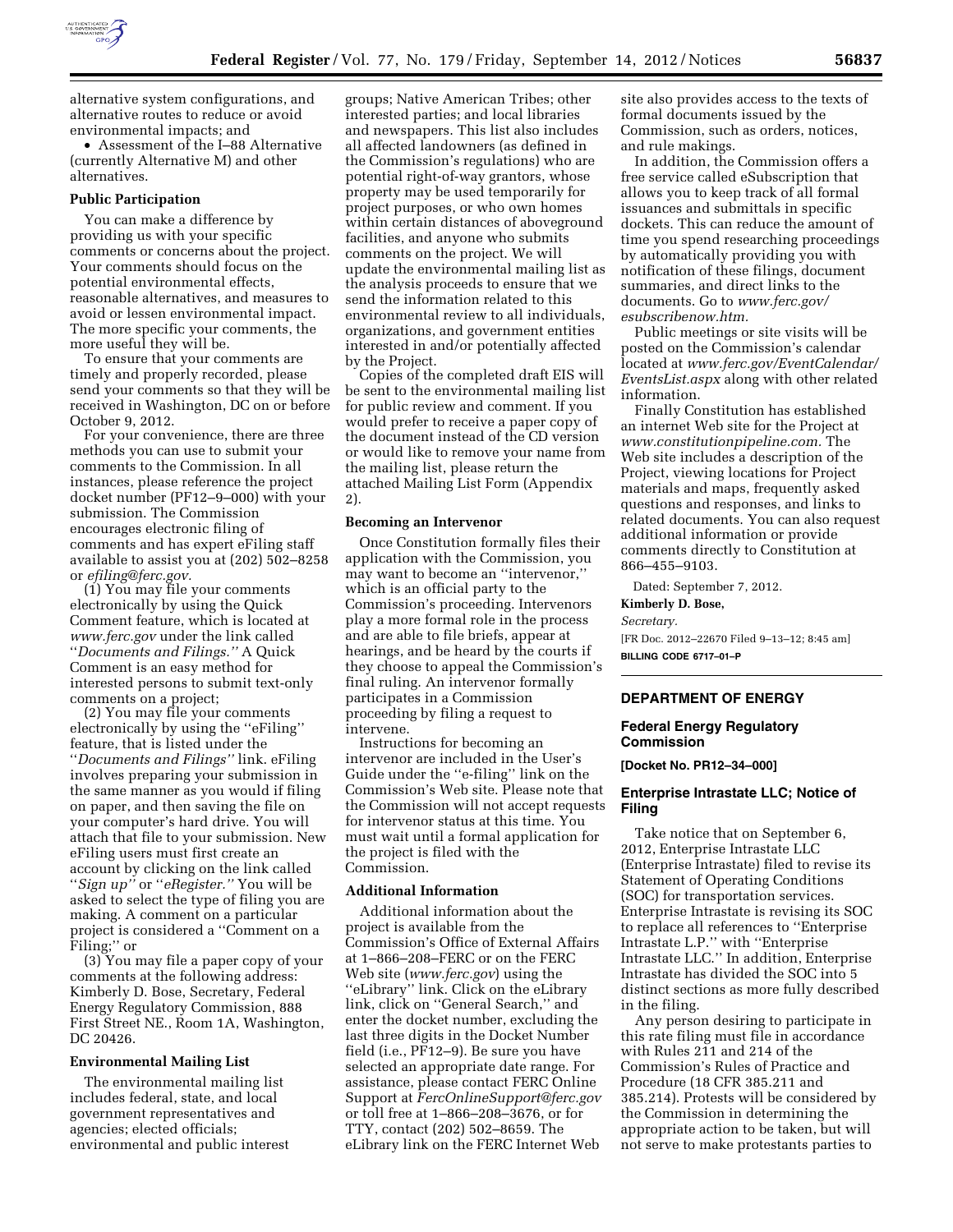alternative system configurations, and alternative routes to reduce or avoid environmental impacts; and

- Assessment of the I–88 Alternative (currently Alternative M) and other alternatives.

**Public Participation**

You can make a difference by providing us with your specific comments or concerns about the project. Your comments should focus on the potential environmental effects, reasonable alternatives, and measures to avoid or lessen environmental impact. The more specific your comments, the more useful they will be.

To ensure that your comments are timely and properly recorded, please send your comments so that they will be received in Washington, DC on or before October 9, 2012.

For your convenience, there are three methods you can use to submit your comments to the Commission. In all instances, please reference the project docket number (PF12–9–000) with your submission. The Commission encourages electronic filing of comments and has expert eFiling staff available to assist you at (202) 502–8258 or *efiling@ferc.gov.*

(1) You may file your comments electronically by using the Quick Comment feature, which is located at *www.ferc.gov* under the link called ''*Documents and Filings.''* A Quick Comment is an easy method for interested persons to submit text-only comments on a project;

(2) You may file your comments electronically by using the ''eFiling'' feature, that is listed under the ''*Documents and Filings''* link. eFiling involves preparing your submission in the same manner as you would if filing on paper, and then saving the file on your computer's hard drive. You will attach that file to your submission. New eFiling users must first create an account by clicking on the link called ''*Sign up''* or ''*eRegister.''* You will be asked to select the type of filing you are making. A comment on a particular project is considered a ''Comment on a Filing;'' or

(3) You may file a paper copy of your comments at the following address: Kimberly D. Bose, Secretary, Federal Energy Regulatory Commission, 888 First Street NE., Room 1A, Washington, DC 20426.

**Environmental Mailing List**

The environmental mailing list includes federal, state, and local government representatives and agencies; elected officials; environmental and public interest groups; Native American Tribes; other interested parties; and local libraries and newspapers. This list also includes all affected landowners (as defined in the Commission's regulations) who are potential right-of-way grantors, whose property may be used temporarily for project purposes, or who own homes within certain distances of aboveground facilities, and anyone who submits comments on the project. We will update the environmental mailing list as the analysis proceeds to ensure that we send the information related to this environmental review to all individuals, organizations, and government entities interested in and/or potentially affected by the Project.

Copies of the completed draft EIS will be sent to the environmental mailing list for public review and comment. If you would prefer to receive a paper copy of the document instead of the CD version or would like to remove your name from the mailing list, please return the attached Mailing List Form (Appendix 2).

**Becoming an Intervenor**

Once Constitution formally files their application with the Commission, you may want to become an ''intervenor,'' which is an official party to the Commission's proceeding. Intervenors play a more formal role in the process and are able to file briefs, appear at hearings, and be heard by the courts if they choose to appeal the Commission's final ruling. An intervenor formally participates in a Commission proceeding by filing a request to intervene.

Instructions for becoming an intervenor are included in the User's Guide under the ''e-filing'' link on the Commission's Web site. Please note that the Commission will not accept requests for intervenor status at this time. You must wait until a formal application for the project is filed with the Commission.

**Additional Information**

Additional information about the project is available from the Commission's Office of External Affairs at 1–866–208–FERC or on the FERC Web site (*www.ferc.gov*) using the ''eLibrary'' link. Click on the eLibrary link, click on ''General Search,'' and enter the docket number, excluding the last three digits in the Docket Number field (i.e., PF12–9). Be sure you have selected an appropriate date range. For assistance, please contact FERC Online Support at *FercOnlineSupport@ferc.gov* or toll free at 1–866–208–3676, or for TTY, contact (202) 502–8659. The eLibrary link on the FERC Internet Web site also provides access to the texts of formal documents issued by the Commission, such as orders, notices, and rule makings.

In addition, the Commission offers a free service called eSubscription that allows you to keep track of all formal issuances and submittals in specific dockets. This can reduce the amount of time you spend researching proceedings by automatically providing you with notification of these filings, document summaries, and direct links to the documents. Go to *www.ferc.gov/esubscribenow.htm.*

Public meetings or site visits will be posted on the Commission's calendar located at *www.ferc.gov/EventCalendar/EventsList.aspx* along with other related information.

Finally Constitution has established an internet Web site for the Project at *www.constitutionpipeline.com.* The Web site includes a description of the Project, viewing locations for Project materials and maps, frequently asked questions and responses, and links to related documents. You can also request additional information or provide comments directly to Constitution at 866–455–9103.

Dated: September 7, 2012.

**Kimberly D. Bose,**

*Secretary.*

[FR Doc. 2012–22670 Filed 9–13–12; 8:45 am]

**BILLING CODE 6717–01–P**

---

## DEPARTMENT OF ENERGY

### Federal Energy Regulatory Commission

**[Docket No. PR12–34–000]**

### Enterprise Intrastate LLC; Notice of Filing

Take notice that on September 6, 2012, Enterprise Intrastate LLC (Enterprise Intrastate) filed to revise its Statement of Operating Conditions (SOC) for transportation services. Enterprise Intrastate is revising its SOC to replace all references to ''Enterprise Intrastate L.P.'' with ''Enterprise Intrastate LLC.'' In addition, Enterprise Intrastate has divided the SOC into 5 distinct sections as more fully described in the filing.

Any person desiring to participate in this rate filing must file in accordance with Rules 211 and 214 of the Commission's Rules of Practice and Procedure (18 CFR 385.211 and 385.214). Protests will be considered by the Commission in determining the appropriate action to be taken, but will not serve to make protestants parties to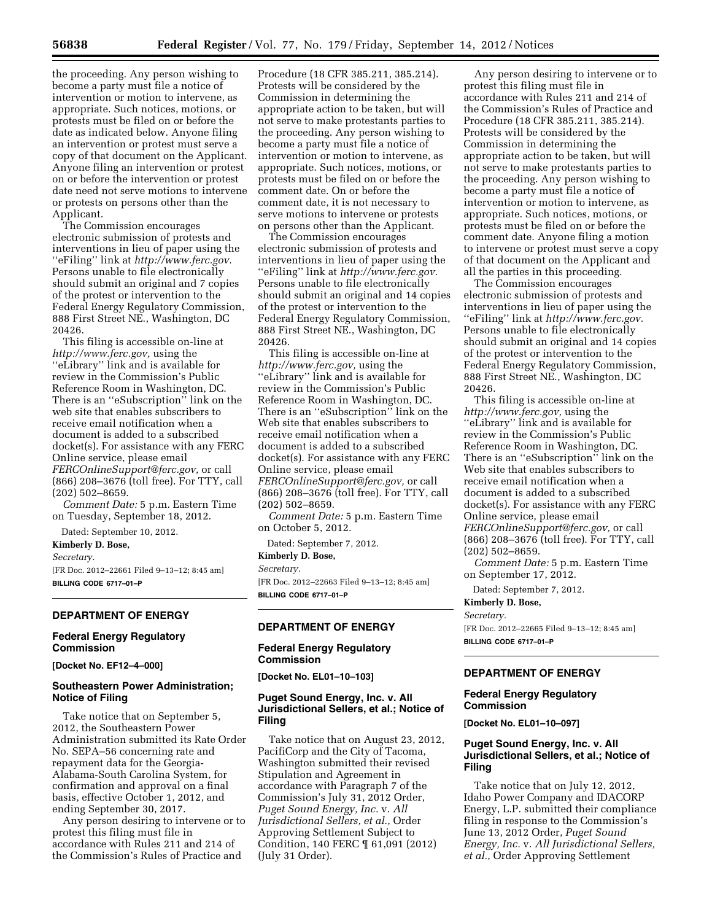the proceeding. Any person wishing to become a party must file a notice of intervention or motion to intervene, as appropriate. Such notices, motions, or protests must be filed on or before the date as indicated below. Anyone filing an intervention or protest must serve a copy of that document on the Applicant. Anyone filing an intervention or protest on or before the intervention or protest date need not serve motions to intervene or protests on persons other than the Applicant.

The Commission encourages electronic submission of protests and interventions in lieu of paper using the ''eFiling'' link at *http://www.ferc.gov.* Persons unable to file electronically should submit an original and 7 copies of the protest or intervention to the Federal Energy Regulatory Commission, 888 First Street NE., Washington, DC 20426.

This filing is accessible on-line at *http://www.ferc.gov,* using the ''eLibrary'' link and is available for review in the Commission's Public Reference Room in Washington, DC. There is an ''eSubscription'' link on the web site that enables subscribers to receive email notification when a document is added to a subscribed docket(s). For assistance with any FERC Online service, please email *FERCOnlineSupport@ferc.gov,* or call (866) 208–3676 (toll free). For TTY, call (202) 502–8659.

*Comment Date:* 5 p.m. Eastern Time on Tuesday, September 18, 2012.

Dated: September 10, 2012.

**Kimberly D. Bose,**

*Secretary.*

[FR Doc. 2012–22661 Filed 9–13–12; 8:45 am]

**BILLING CODE 6717–01–P**

## DEPARTMENT OF ENERGY

### Federal Energy Regulatory Commission

**[Docket No. EF12–4–000]**

### Southeastern Power Administration; Notice of Filing

Take notice that on September 5, 2012, the Southeastern Power Administration submitted its Rate Order No. SEPA–56 concerning rate and repayment data for the Georgia-Alabama-South Carolina System, for confirmation and approval on a final basis, effective October 1, 2012, and ending September 30, 2017.

Any person desiring to intervene or to protest this filing must file in accordance with Rules 211 and 214 of the Commission's Rules of Practice and Procedure (18 CFR 385.211, 385.214). Protests will be considered by the Commission in determining the appropriate action to be taken, but will not serve to make protestants parties to the proceeding. Any person wishing to become a party must file a notice of intervention or motion to intervene, as appropriate. Such notices, motions, or protests must be filed on or before the comment date. On or before the comment date, it is not necessary to serve motions to intervene or protests on persons other than the Applicant.

The Commission encourages electronic submission of protests and interventions in lieu of paper using the ''eFiling'' link at *http://www.ferc.gov.* Persons unable to file electronically should submit an original and 14 copies of the protest or intervention to the Federal Energy Regulatory Commission, 888 First Street NE., Washington, DC 20426.

This filing is accessible on-line at *http://www.ferc.gov,* using the ''eLibrary'' link and is available for review in the Commission's Public Reference Room in Washington, DC. There is an ''eSubscription'' link on the Web site that enables subscribers to receive email notification when a document is added to a subscribed docket(s). For assistance with any FERC Online service, please email *FERCOnlineSupport@ferc.gov,* or call (866) 208–3676 (toll free). For TTY, call (202) 502–8659.

*Comment Date:* 5 p.m. Eastern Time on October 5, 2012.

Dated: September 7, 2012.

**Kimberly D. Bose,**

*Secretary.*

[FR Doc. 2012–22663 Filed 9–13–12; 8:45 am]

**BILLING CODE 6717–01–P**

## DEPARTMENT OF ENERGY

### Federal Energy Regulatory Commission

**[Docket No. EL01–10–103]**

### Puget Sound Energy, Inc. v. All Jurisdictional Sellers, et al.; Notice of Filing

Take notice that on August 23, 2012, PacifiCorp and the City of Tacoma, Washington submitted their revised Stipulation and Agreement in accordance with Paragraph 7 of the Commission's July 31, 2012 Order, *Puget Sound Energy, Inc.* v. *All Jurisdictional Sellers, et al.,* Order Approving Settlement Subject to Condition, 140 FERC ¶ 61,091 (2012) (July 31 Order).

Any person desiring to intervene or to protest this filing must file in accordance with Rules 211 and 214 of the Commission's Rules of Practice and Procedure (18 CFR 385.211, 385.214). Protests will be considered by the Commission in determining the appropriate action to be taken, but will not serve to make protestants parties to the proceeding. Any person wishing to become a party must file a notice of intervention or motion to intervene, as appropriate. Such notices, motions, or protests must be filed on or before the comment date. Anyone filing a motion to intervene or protest must serve a copy of that document on the Applicant and all the parties in this proceeding.

The Commission encourages electronic submission of protests and interventions in lieu of paper using the ''eFiling'' link at *http://www.ferc.gov.* Persons unable to file electronically should submit an original and 14 copies of the protest or intervention to the Federal Energy Regulatory Commission, 888 First Street NE., Washington, DC 20426.

This filing is accessible on-line at *http://www.ferc.gov,* using the ''eLibrary'' link and is available for review in the Commission's Public Reference Room in Washington, DC. There is an ''eSubscription'' link on the Web site that enables subscribers to receive email notification when a document is added to a subscribed docket(s). For assistance with any FERC Online service, please email *FERCOnlineSupport@ferc.gov,* or call (866) 208–3676 (toll free). For TTY, call (202) 502–8659.

*Comment Date:* 5 p.m. Eastern Time on September 17, 2012.

Dated: September 7, 2012.

**Kimberly D. Bose,**

*Secretary.*

[FR Doc. 2012–22665 Filed 9–13–12; 8:45 am]

**BILLING CODE 6717–01–P**

## DEPARTMENT OF ENERGY

### Federal Energy Regulatory Commission

**[Docket No. EL01–10–097]**

### Puget Sound Energy, Inc. v. All Jurisdictional Sellers, et al.; Notice of Filing

Take notice that on July 12, 2012, Idaho Power Company and IDACORP Energy, L.P. submitted their compliance filing in response to the Commission's June 13, 2012 Order, *Puget Sound Energy, Inc.* v. *All Jurisdictional Sellers, et al.,* Order Approving Settlement